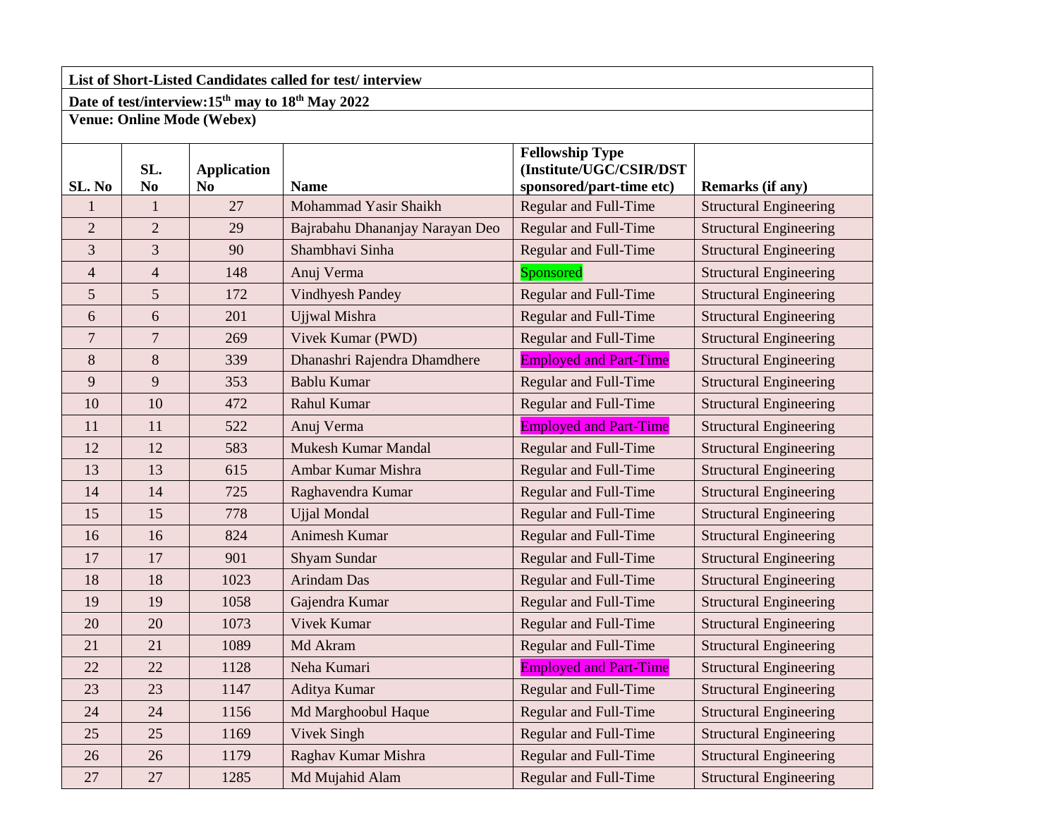**List of Short-Listed Candidates called for test/ interview**

**Date of test/interview:15th may to 18th May 2022**

**Venue: Online Mode (Webex)**

| SL. No | SL. No | Application No | Name | Fellowship Type (Institute/UGC/CSIR/DST sponsored/part-time etc) | Remarks (if any) |
|---|---|---|---|---|---|
| 1 | 1 | 27 | Mohammad Yasir Shaikh | Regular and Full-Time | Structural Engineering |
| 2 | 2 | 29 | Bajrabahu Dhananjay Narayan Deo | Regular and Full-Time | Structural Engineering |
| 3 | 3 | 90 | Shambhavi Sinha | Regular and Full-Time | Structural Engineering |
| 4 | 4 | 148 | Anuj Verma | Sponsored | Structural Engineering |
| 5 | 5 | 172 | Vindhyesh Pandey | Regular and Full-Time | Structural Engineering |
| 6 | 6 | 201 | Ujjwal Mishra | Regular and Full-Time | Structural Engineering |
| 7 | 7 | 269 | Vivek Kumar (PWD) | Regular and Full-Time | Structural Engineering |
| 8 | 8 | 339 | Dhanashri Rajendra Dhamdhere | Employed and Part-Time | Structural Engineering |
| 9 | 9 | 353 | Bablu Kumar | Regular and Full-Time | Structural Engineering |
| 10 | 10 | 472 | Rahul Kumar | Regular and Full-Time | Structural Engineering |
| 11 | 11 | 522 | Anuj Verma | Employed and Part-Time | Structural Engineering |
| 12 | 12 | 583 | Mukesh Kumar Mandal | Regular and Full-Time | Structural Engineering |
| 13 | 13 | 615 | Ambar Kumar Mishra | Regular and Full-Time | Structural Engineering |
| 14 | 14 | 725 | Raghavendra Kumar | Regular and Full-Time | Structural Engineering |
| 15 | 15 | 778 | Ujjal Mondal | Regular and Full-Time | Structural Engineering |
| 16 | 16 | 824 | Animesh Kumar | Regular and Full-Time | Structural Engineering |
| 17 | 17 | 901 | Shyam Sundar | Regular and Full-Time | Structural Engineering |
| 18 | 18 | 1023 | Arindam Das | Regular and Full-Time | Structural Engineering |
| 19 | 19 | 1058 | Gajendra Kumar | Regular and Full-Time | Structural Engineering |
| 20 | 20 | 1073 | Vivek Kumar | Regular and Full-Time | Structural Engineering |
| 21 | 21 | 1089 | Md Akram | Regular and Full-Time | Structural Engineering |
| 22 | 22 | 1128 | Neha Kumari | Employed and Part-Time | Structural Engineering |
| 23 | 23 | 1147 | Aditya Kumar | Regular and Full-Time | Structural Engineering |
| 24 | 24 | 1156 | Md Marghoobul Haque | Regular and Full-Time | Structural Engineering |
| 25 | 25 | 1169 | Vivek Singh | Regular and Full-Time | Structural Engineering |
| 26 | 26 | 1179 | Raghav Kumar Mishra | Regular and Full-Time | Structural Engineering |
| 27 | 27 | 1285 | Md Mujahid Alam | Regular and Full-Time | Structural Engineering |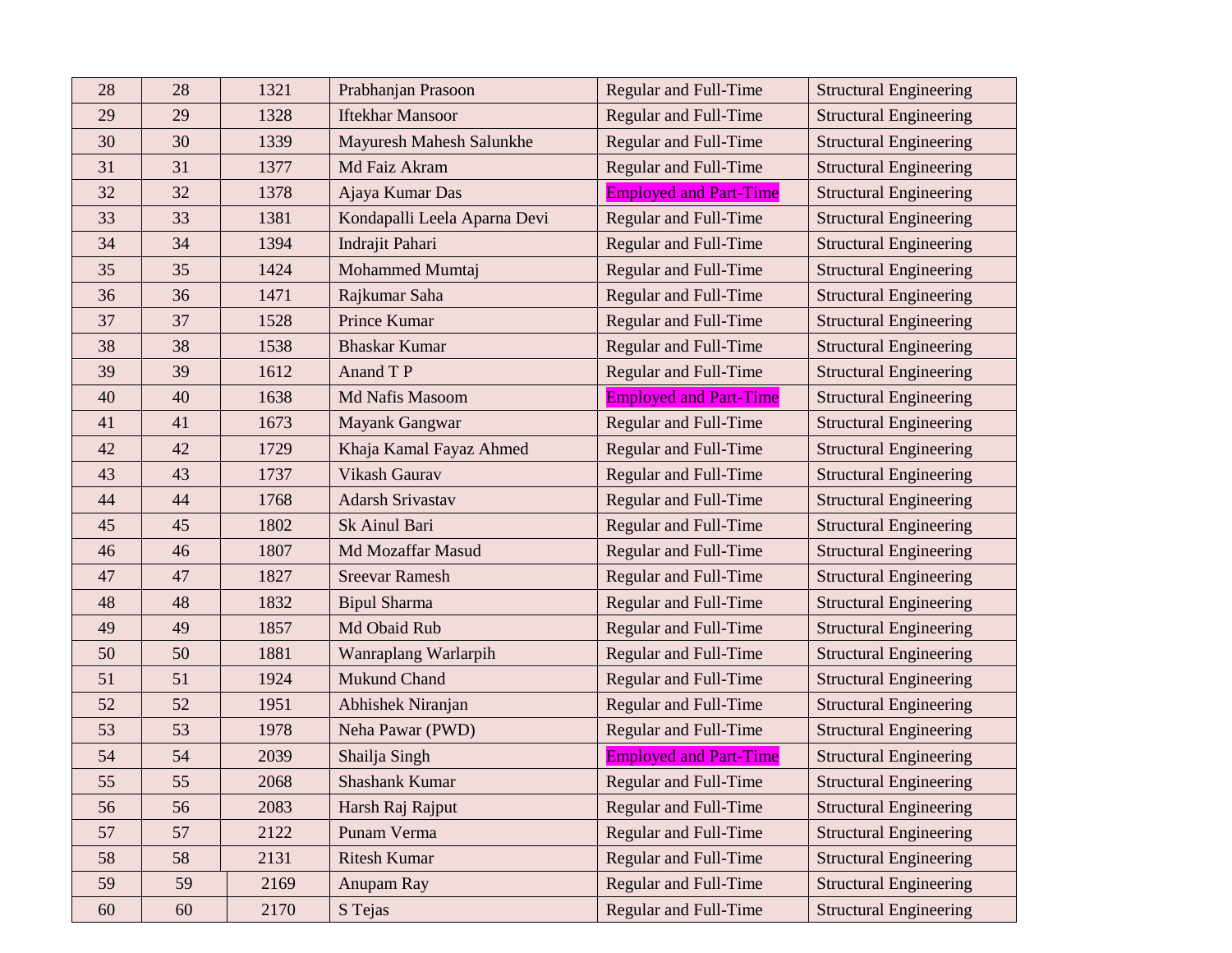| | | | | | |
|---|---|---|---|---|---|
| 28 | 28 | 1321 | Prabhanjan Prasoon | Regular and Full-Time | Structural Engineering |
| 29 | 29 | 1328 | Iftekhar Mansoor | Regular and Full-Time | Structural Engineering |
| 30 | 30 | 1339 | Mayuresh Mahesh Salunkhe | Regular and Full-Time | Structural Engineering |
| 31 | 31 | 1377 | Md Faiz Akram | Regular and Full-Time | Structural Engineering |
| 32 | 32 | 1378 | Ajaya Kumar Das | Employed and Part-Time | Structural Engineering |
| 33 | 33 | 1381 | Kondapalli Leela Aparna Devi | Regular and Full-Time | Structural Engineering |
| 34 | 34 | 1394 | Indrajit Pahari | Regular and Full-Time | Structural Engineering |
| 35 | 35 | 1424 | Mohammed Mumtaj | Regular and Full-Time | Structural Engineering |
| 36 | 36 | 1471 | Rajkumar Saha | Regular and Full-Time | Structural Engineering |
| 37 | 37 | 1528 | Prince Kumar | Regular and Full-Time | Structural Engineering |
| 38 | 38 | 1538 | Bhaskar Kumar | Regular and Full-Time | Structural Engineering |
| 39 | 39 | 1612 | Anand T P | Regular and Full-Time | Structural Engineering |
| 40 | 40 | 1638 | Md Nafis Masoom | Employed and Part-Time | Structural Engineering |
| 41 | 41 | 1673 | Mayank Gangwar | Regular and Full-Time | Structural Engineering |
| 42 | 42 | 1729 | Khaja Kamal Fayaz Ahmed | Regular and Full-Time | Structural Engineering |
| 43 | 43 | 1737 | Vikash Gaurav | Regular and Full-Time | Structural Engineering |
| 44 | 44 | 1768 | Adarsh Srivastav | Regular and Full-Time | Structural Engineering |
| 45 | 45 | 1802 | Sk Ainul Bari | Regular and Full-Time | Structural Engineering |
| 46 | 46 | 1807 | Md Mozaffar Masud | Regular and Full-Time | Structural Engineering |
| 47 | 47 | 1827 | Sreevar Ramesh | Regular and Full-Time | Structural Engineering |
| 48 | 48 | 1832 | Bipul Sharma | Regular and Full-Time | Structural Engineering |
| 49 | 49 | 1857 | Md Obaid Rub | Regular and Full-Time | Structural Engineering |
| 50 | 50 | 1881 | Wanraplang Warlarpih | Regular and Full-Time | Structural Engineering |
| 51 | 51 | 1924 | Mukund Chand | Regular and Full-Time | Structural Engineering |
| 52 | 52 | 1951 | Abhishek Niranjan | Regular and Full-Time | Structural Engineering |
| 53 | 53 | 1978 | Neha Pawar (PWD) | Regular and Full-Time | Structural Engineering |
| 54 | 54 | 2039 | Shailja Singh | Employed and Part-Time | Structural Engineering |
| 55 | 55 | 2068 | Shashank Kumar | Regular and Full-Time | Structural Engineering |
| 56 | 56 | 2083 | Harsh Raj Rajput | Regular and Full-Time | Structural Engineering |
| 57 | 57 | 2122 | Punam Verma | Regular and Full-Time | Structural Engineering |
| 58 | 58 | 2131 | Ritesh Kumar | Regular and Full-Time | Structural Engineering |
| 59 | 59 | 2169 | Anupam Ray | Regular and Full-Time | Structural Engineering |
| 60 | 60 | 2170 | S Tejas | Regular and Full-Time | Structural Engineering |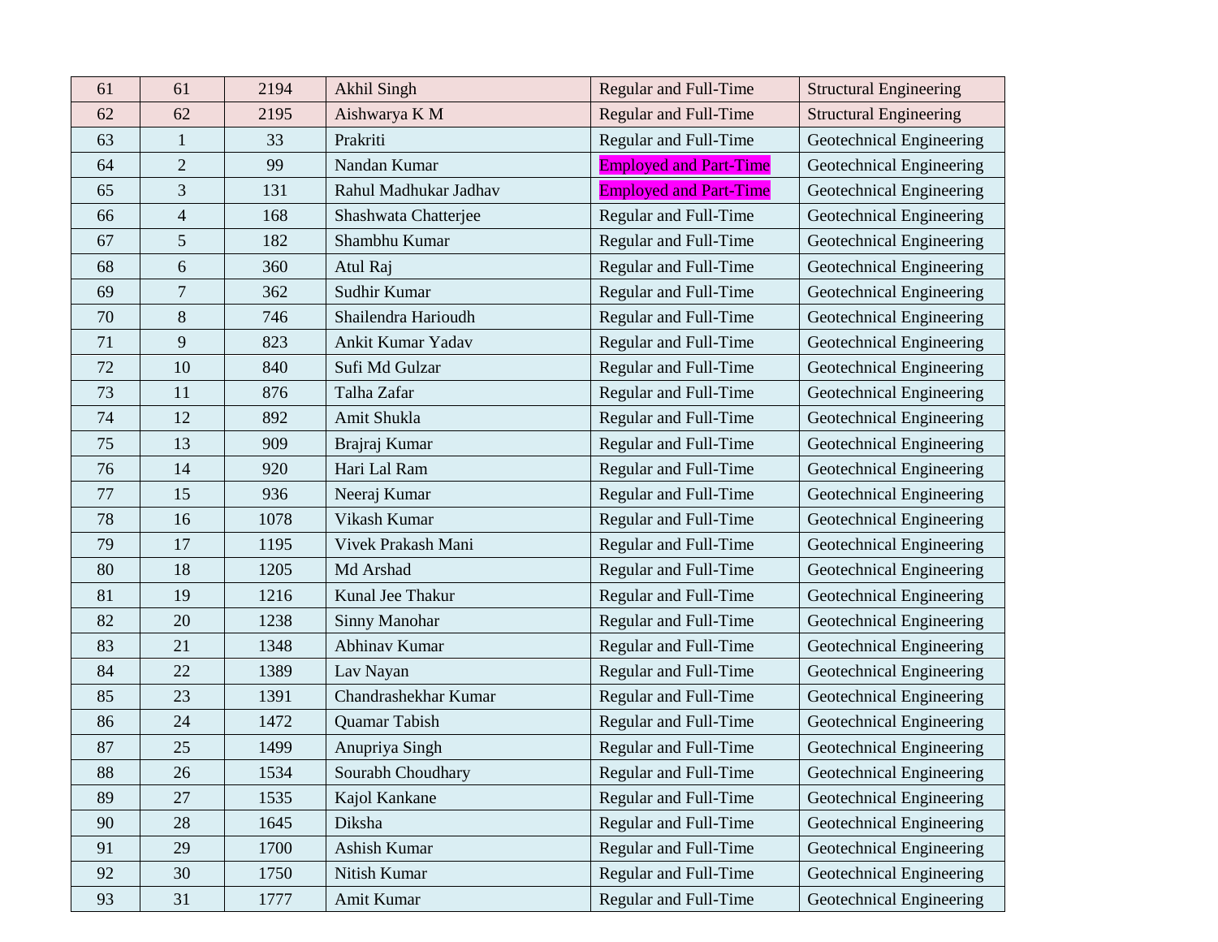| | | | | | |
|---|---|---|---|---|---|
| 61 | 61 | 2194 | Akhil Singh | Regular and Full-Time | Structural Engineering |
| 62 | 62 | 2195 | Aishwarya K M | Regular and Full-Time | Structural Engineering |
| 63 | 1 | 33 | Prakriti | Regular and Full-Time | Geotechnical Engineering |
| 64 | 2 | 99 | Nandan Kumar | Employed and Part-Time | Geotechnical Engineering |
| 65 | 3 | 131 | Rahul Madhukar Jadhav | Employed and Part-Time | Geotechnical Engineering |
| 66 | 4 | 168 | Shashwata Chatterjee | Regular and Full-Time | Geotechnical Engineering |
| 67 | 5 | 182 | Shambhu Kumar | Regular and Full-Time | Geotechnical Engineering |
| 68 | 6 | 360 | Atul Raj | Regular and Full-Time | Geotechnical Engineering |
| 69 | 7 | 362 | Sudhir Kumar | Regular and Full-Time | Geotechnical Engineering |
| 70 | 8 | 746 | Shailendra Harioudh | Regular and Full-Time | Geotechnical Engineering |
| 71 | 9 | 823 | Ankit Kumar Yadav | Regular and Full-Time | Geotechnical Engineering |
| 72 | 10 | 840 | Sufi Md Gulzar | Regular and Full-Time | Geotechnical Engineering |
| 73 | 11 | 876 | Talha Zafar | Regular and Full-Time | Geotechnical Engineering |
| 74 | 12 | 892 | Amit Shukla | Regular and Full-Time | Geotechnical Engineering |
| 75 | 13 | 909 | Brajraj Kumar | Regular and Full-Time | Geotechnical Engineering |
| 76 | 14 | 920 | Hari Lal Ram | Regular and Full-Time | Geotechnical Engineering |
| 77 | 15 | 936 | Neeraj Kumar | Regular and Full-Time | Geotechnical Engineering |
| 78 | 16 | 1078 | Vikash Kumar | Regular and Full-Time | Geotechnical Engineering |
| 79 | 17 | 1195 | Vivek Prakash Mani | Regular and Full-Time | Geotechnical Engineering |
| 80 | 18 | 1205 | Md Arshad | Regular and Full-Time | Geotechnical Engineering |
| 81 | 19 | 1216 | Kunal Jee Thakur | Regular and Full-Time | Geotechnical Engineering |
| 82 | 20 | 1238 | Sinny Manohar | Regular and Full-Time | Geotechnical Engineering |
| 83 | 21 | 1348 | Abhinav Kumar | Regular and Full-Time | Geotechnical Engineering |
| 84 | 22 | 1389 | Lav Nayan | Regular and Full-Time | Geotechnical Engineering |
| 85 | 23 | 1391 | Chandrashekhar Kumar | Regular and Full-Time | Geotechnical Engineering |
| 86 | 24 | 1472 | Quamar Tabish | Regular and Full-Time | Geotechnical Engineering |
| 87 | 25 | 1499 | Anupriya Singh | Regular and Full-Time | Geotechnical Engineering |
| 88 | 26 | 1534 | Sourabh Choudhary | Regular and Full-Time | Geotechnical Engineering |
| 89 | 27 | 1535 | Kajol Kankane | Regular and Full-Time | Geotechnical Engineering |
| 90 | 28 | 1645 | Diksha | Regular and Full-Time | Geotechnical Engineering |
| 91 | 29 | 1700 | Ashish Kumar | Regular and Full-Time | Geotechnical Engineering |
| 92 | 30 | 1750 | Nitish Kumar | Regular and Full-Time | Geotechnical Engineering |
| 93 | 31 | 1777 | Amit Kumar | Regular and Full-Time | Geotechnical Engineering |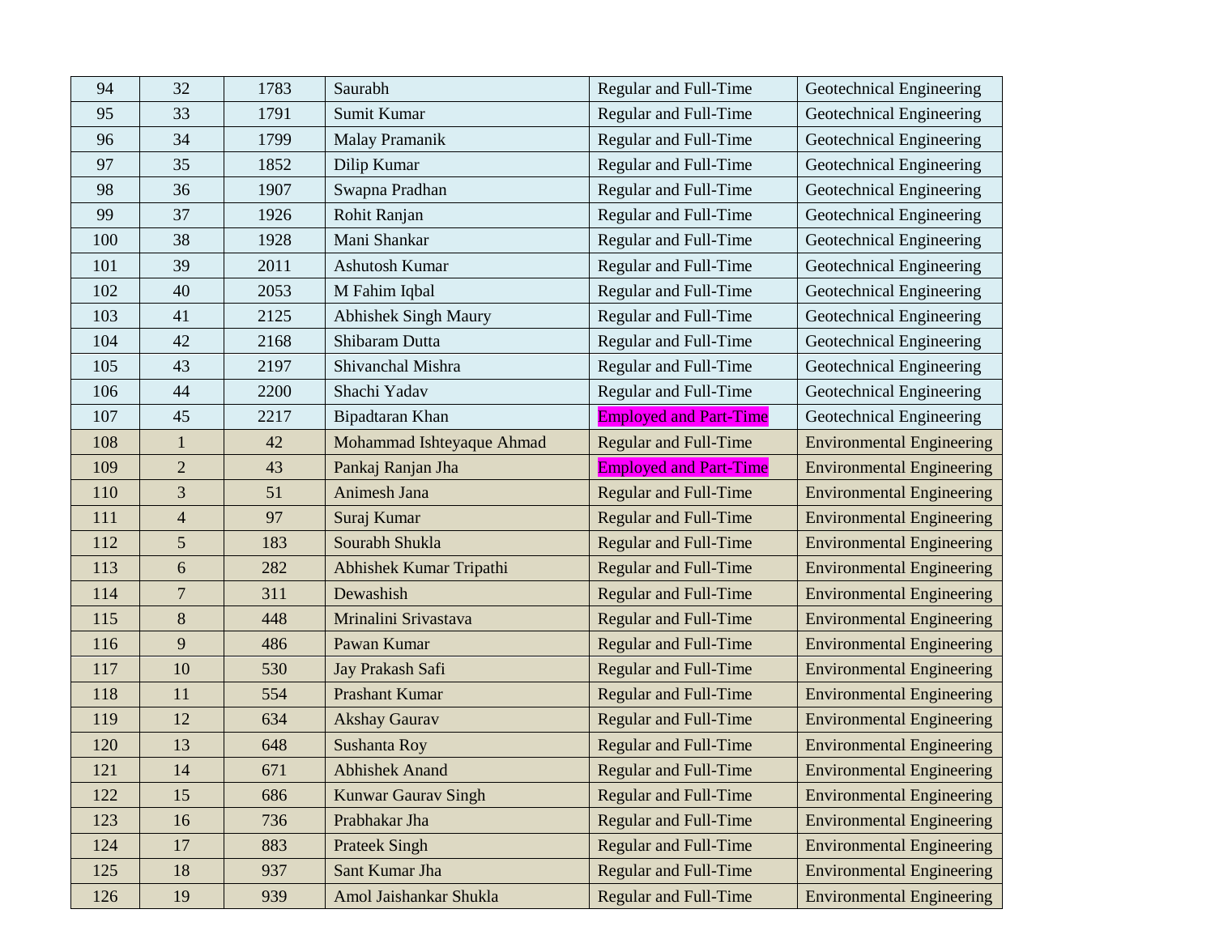| | | | | | |
|---|---|---|---|---|---|
| 94 | 32 | 1783 | Saurabh | Regular and Full-Time | Geotechnical Engineering |
| 95 | 33 | 1791 | Sumit Kumar | Regular and Full-Time | Geotechnical Engineering |
| 96 | 34 | 1799 | Malay Pramanik | Regular and Full-Time | Geotechnical Engineering |
| 97 | 35 | 1852 | Dilip Kumar | Regular and Full-Time | Geotechnical Engineering |
| 98 | 36 | 1907 | Swapna Pradhan | Regular and Full-Time | Geotechnical Engineering |
| 99 | 37 | 1926 | Rohit Ranjan | Regular and Full-Time | Geotechnical Engineering |
| 100 | 38 | 1928 | Mani Shankar | Regular and Full-Time | Geotechnical Engineering |
| 101 | 39 | 2011 | Ashutosh Kumar | Regular and Full-Time | Geotechnical Engineering |
| 102 | 40 | 2053 | M Fahim Iqbal | Regular and Full-Time | Geotechnical Engineering |
| 103 | 41 | 2125 | Abhishek Singh Maury | Regular and Full-Time | Geotechnical Engineering |
| 104 | 42 | 2168 | Shibaram Dutta | Regular and Full-Time | Geotechnical Engineering |
| 105 | 43 | 2197 | Shivanchal Mishra | Regular and Full-Time | Geotechnical Engineering |
| 106 | 44 | 2200 | Shachi Yadav | Regular and Full-Time | Geotechnical Engineering |
| 107 | 45 | 2217 | Bipadtaran Khan | Employed and Part-Time | Geotechnical Engineering |
| 108 | 1 | 42 | Mohammad Ishteyaque Ahmad | Regular and Full-Time | Environmental Engineering |
| 109 | 2 | 43 | Pankaj Ranjan Jha | Employed and Part-Time | Environmental Engineering |
| 110 | 3 | 51 | Animesh Jana | Regular and Full-Time | Environmental Engineering |
| 111 | 4 | 97 | Suraj Kumar | Regular and Full-Time | Environmental Engineering |
| 112 | 5 | 183 | Sourabh Shukla | Regular and Full-Time | Environmental Engineering |
| 113 | 6 | 282 | Abhishek Kumar Tripathi | Regular and Full-Time | Environmental Engineering |
| 114 | 7 | 311 | Dewashish | Regular and Full-Time | Environmental Engineering |
| 115 | 8 | 448 | Mrinalini Srivastava | Regular and Full-Time | Environmental Engineering |
| 116 | 9 | 486 | Pawan Kumar | Regular and Full-Time | Environmental Engineering |
| 117 | 10 | 530 | Jay Prakash Safi | Regular and Full-Time | Environmental Engineering |
| 118 | 11 | 554 | Prashant Kumar | Regular and Full-Time | Environmental Engineering |
| 119 | 12 | 634 | Akshay Gaurav | Regular and Full-Time | Environmental Engineering |
| 120 | 13 | 648 | Sushanta Roy | Regular and Full-Time | Environmental Engineering |
| 121 | 14 | 671 | Abhishek Anand | Regular and Full-Time | Environmental Engineering |
| 122 | 15 | 686 | Kunwar Gaurav Singh | Regular and Full-Time | Environmental Engineering |
| 123 | 16 | 736 | Prabhakar Jha | Regular and Full-Time | Environmental Engineering |
| 124 | 17 | 883 | Prateek Singh | Regular and Full-Time | Environmental Engineering |
| 125 | 18 | 937 | Sant Kumar Jha | Regular and Full-Time | Environmental Engineering |
| 126 | 19 | 939 | Amol Jaishankar Shukla | Regular and Full-Time | Environmental Engineering |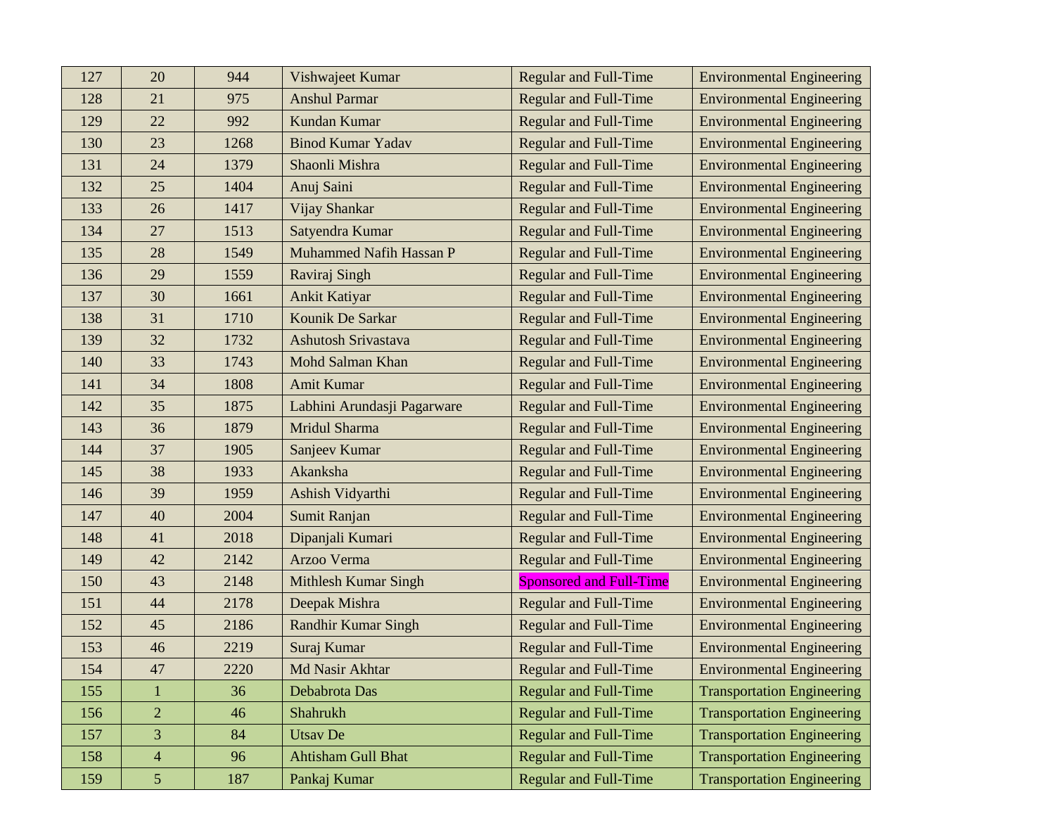| | | | | | |
|---|---|---|---|---|---|
| 127 | 20 | 944 | Vishwajeet Kumar | Regular and Full-Time | Environmental Engineering |
| 128 | 21 | 975 | Anshul Parmar | Regular and Full-Time | Environmental Engineering |
| 129 | 22 | 992 | Kundan Kumar | Regular and Full-Time | Environmental Engineering |
| 130 | 23 | 1268 | Binod Kumar Yadav | Regular and Full-Time | Environmental Engineering |
| 131 | 24 | 1379 | Shaonli Mishra | Regular and Full-Time | Environmental Engineering |
| 132 | 25 | 1404 | Anuj Saini | Regular and Full-Time | Environmental Engineering |
| 133 | 26 | 1417 | Vijay Shankar | Regular and Full-Time | Environmental Engineering |
| 134 | 27 | 1513 | Satyendra Kumar | Regular and Full-Time | Environmental Engineering |
| 135 | 28 | 1549 | Muhammed Nafih Hassan P | Regular and Full-Time | Environmental Engineering |
| 136 | 29 | 1559 | Raviraj Singh | Regular and Full-Time | Environmental Engineering |
| 137 | 30 | 1661 | Ankit Katiyar | Regular and Full-Time | Environmental Engineering |
| 138 | 31 | 1710 | Kounik De Sarkar | Regular and Full-Time | Environmental Engineering |
| 139 | 32 | 1732 | Ashutosh Srivastava | Regular and Full-Time | Environmental Engineering |
| 140 | 33 | 1743 | Mohd Salman Khan | Regular and Full-Time | Environmental Engineering |
| 141 | 34 | 1808 | Amit Kumar | Regular and Full-Time | Environmental Engineering |
| 142 | 35 | 1875 | Labhini Arundasji Pagarware | Regular and Full-Time | Environmental Engineering |
| 143 | 36 | 1879 | Mridul Sharma | Regular and Full-Time | Environmental Engineering |
| 144 | 37 | 1905 | Sanjeev Kumar | Regular and Full-Time | Environmental Engineering |
| 145 | 38 | 1933 | Akanksha | Regular and Full-Time | Environmental Engineering |
| 146 | 39 | 1959 | Ashish Vidyarthi | Regular and Full-Time | Environmental Engineering |
| 147 | 40 | 2004 | Sumit Ranjan | Regular and Full-Time | Environmental Engineering |
| 148 | 41 | 2018 | Dipanjali Kumari | Regular and Full-Time | Environmental Engineering |
| 149 | 42 | 2142 | Arzoo Verma | Regular and Full-Time | Environmental Engineering |
| 150 | 43 | 2148 | Mithlesh Kumar Singh | Sponsored and Full-Time | Environmental Engineering |
| 151 | 44 | 2178 | Deepak Mishra | Regular and Full-Time | Environmental Engineering |
| 152 | 45 | 2186 | Randhir Kumar Singh | Regular and Full-Time | Environmental Engineering |
| 153 | 46 | 2219 | Suraj Kumar | Regular and Full-Time | Environmental Engineering |
| 154 | 47 | 2220 | Md Nasir Akhtar | Regular and Full-Time | Environmental Engineering |
| 155 | 1 | 36 | Debabrota Das | Regular and Full-Time | Transportation Engineering |
| 156 | 2 | 46 | Shahrukh | Regular and Full-Time | Transportation Engineering |
| 157 | 3 | 84 | Utsav De | Regular and Full-Time | Transportation Engineering |
| 158 | 4 | 96 | Ahtisham Gull Bhat | Regular and Full-Time | Transportation Engineering |
| 159 | 5 | 187 | Pankaj Kumar | Regular and Full-Time | Transportation Engineering |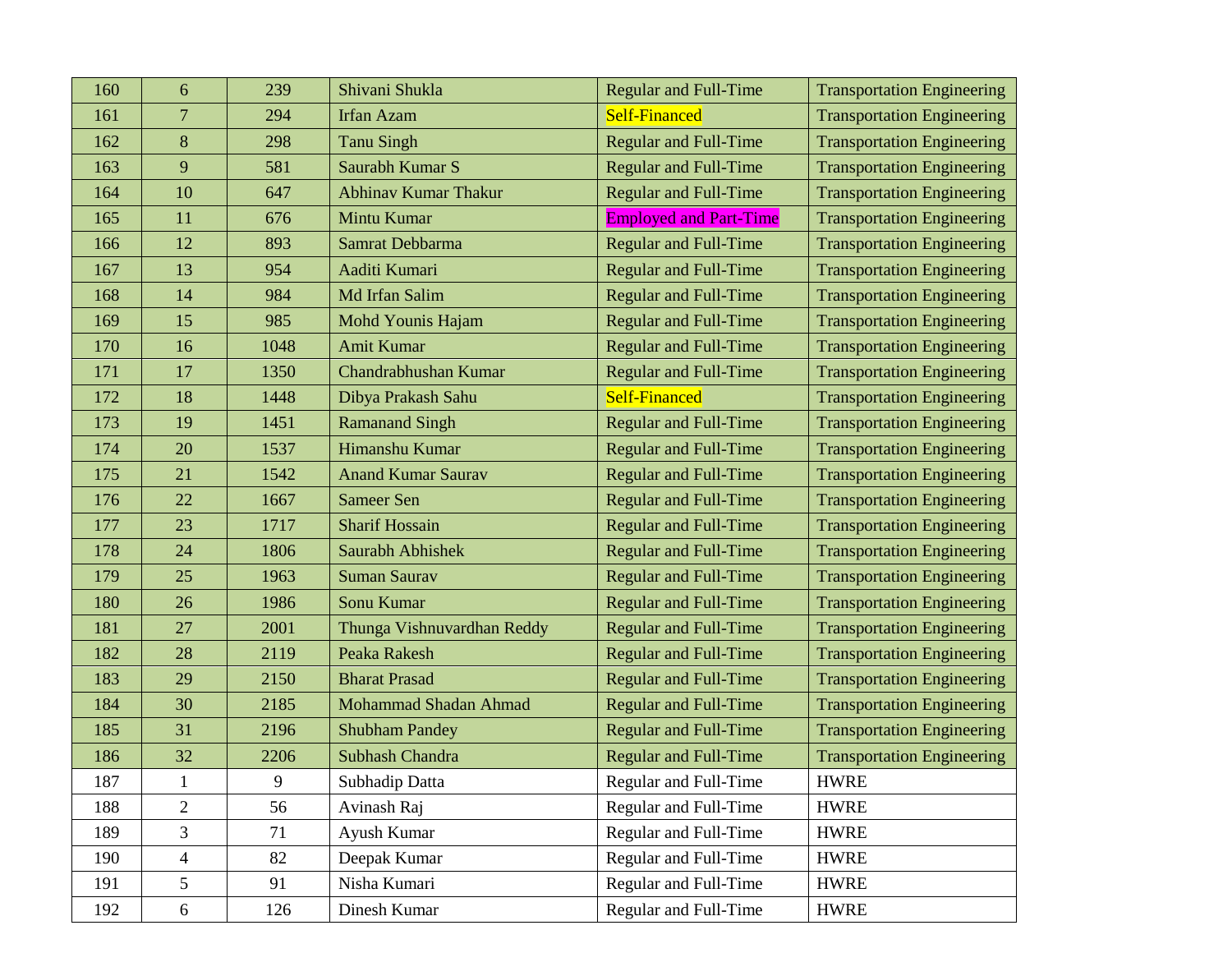| | | | | | |
|---|---|---|---|---|---|
| 160 | 6 | 239 | Shivani Shukla | Regular and Full-Time | Transportation Engineering |
| 161 | 7 | 294 | Irfan Azam | Self-Financed | Transportation Engineering |
| 162 | 8 | 298 | Tanu Singh | Regular and Full-Time | Transportation Engineering |
| 163 | 9 | 581 | Saurabh Kumar S | Regular and Full-Time | Transportation Engineering |
| 164 | 10 | 647 | Abhinav Kumar Thakur | Regular and Full-Time | Transportation Engineering |
| 165 | 11 | 676 | Mintu Kumar | Employed and Part-Time | Transportation Engineering |
| 166 | 12 | 893 | Samrat Debbarma | Regular and Full-Time | Transportation Engineering |
| 167 | 13 | 954 | Aaditi Kumari | Regular and Full-Time | Transportation Engineering |
| 168 | 14 | 984 | Md Irfan Salim | Regular and Full-Time | Transportation Engineering |
| 169 | 15 | 985 | Mohd Younis Hajam | Regular and Full-Time | Transportation Engineering |
| 170 | 16 | 1048 | Amit Kumar | Regular and Full-Time | Transportation Engineering |
| 171 | 17 | 1350 | Chandrabhushan Kumar | Regular and Full-Time | Transportation Engineering |
| 172 | 18 | 1448 | Dibya Prakash Sahu | Self-Financed | Transportation Engineering |
| 173 | 19 | 1451 | Ramanand Singh | Regular and Full-Time | Transportation Engineering |
| 174 | 20 | 1537 | Himanshu Kumar | Regular and Full-Time | Transportation Engineering |
| 175 | 21 | 1542 | Anand Kumar Saurav | Regular and Full-Time | Transportation Engineering |
| 176 | 22 | 1667 | Sameer Sen | Regular and Full-Time | Transportation Engineering |
| 177 | 23 | 1717 | Sharif Hossain | Regular and Full-Time | Transportation Engineering |
| 178 | 24 | 1806 | Saurabh Abhishek | Regular and Full-Time | Transportation Engineering |
| 179 | 25 | 1963 | Suman Saurav | Regular and Full-Time | Transportation Engineering |
| 180 | 26 | 1986 | Sonu Kumar | Regular and Full-Time | Transportation Engineering |
| 181 | 27 | 2001 | Thunga Vishnuvardhan Reddy | Regular and Full-Time | Transportation Engineering |
| 182 | 28 | 2119 | Peaka Rakesh | Regular and Full-Time | Transportation Engineering |
| 183 | 29 | 2150 | Bharat Prasad | Regular and Full-Time | Transportation Engineering |
| 184 | 30 | 2185 | Mohammad Shadan Ahmad | Regular and Full-Time | Transportation Engineering |
| 185 | 31 | 2196 | Shubham Pandey | Regular and Full-Time | Transportation Engineering |
| 186 | 32 | 2206 | Subhash Chandra | Regular and Full-Time | Transportation Engineering |
| 187 | 1 | 9 | Subhadip Datta | Regular and Full-Time | HWRE |
| 188 | 2 | 56 | Avinash Raj | Regular and Full-Time | HWRE |
| 189 | 3 | 71 | Ayush Kumar | Regular and Full-Time | HWRE |
| 190 | 4 | 82 | Deepak Kumar | Regular and Full-Time | HWRE |
| 191 | 5 | 91 | Nisha Kumari | Regular and Full-Time | HWRE |
| 192 | 6 | 126 | Dinesh Kumar | Regular and Full-Time | HWRE |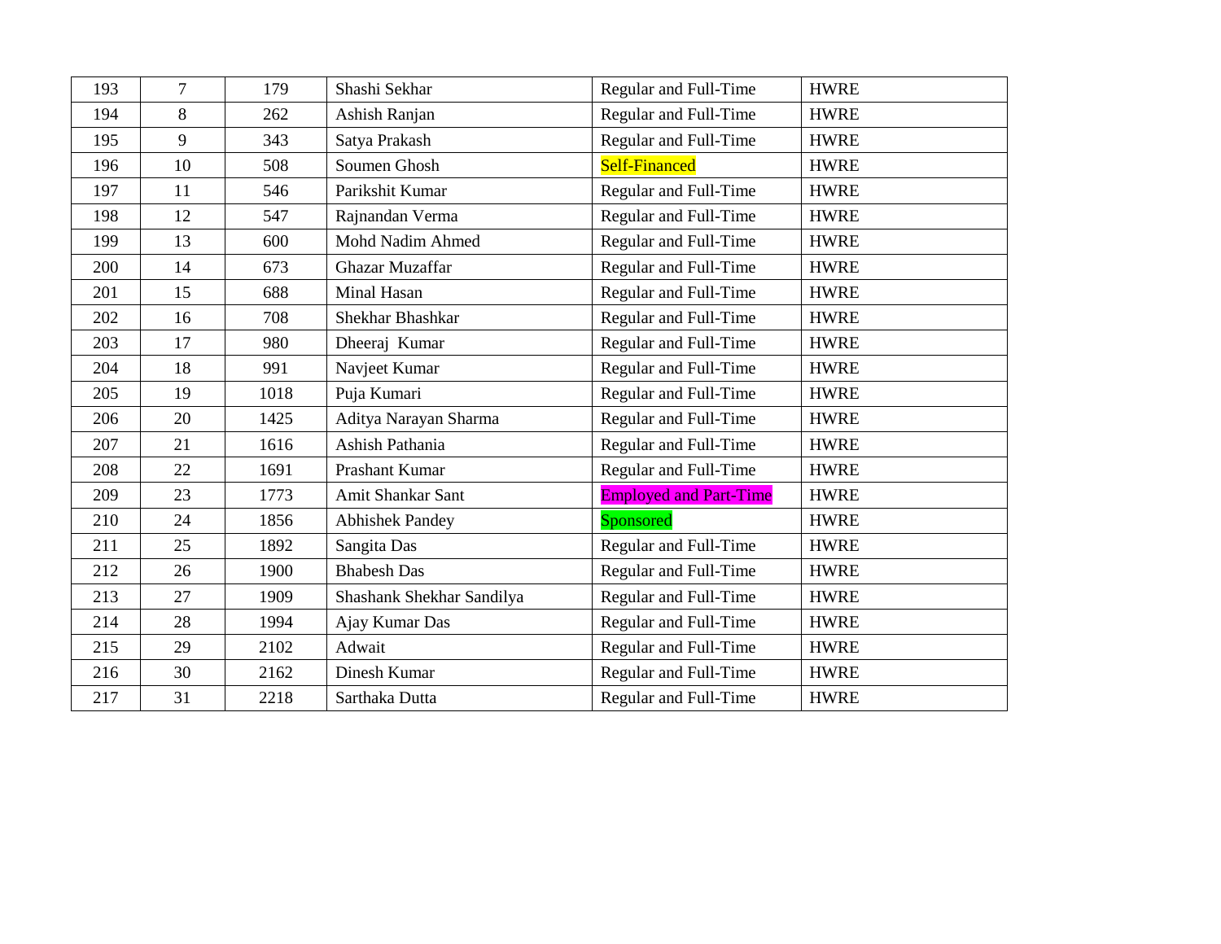| | | | | | |
|---|---|---|---|---|---|
| 193 | 7 | 179 | Shashi Sekhar | Regular and Full-Time | HWRE |
| 194 | 8 | 262 | Ashish Ranjan | Regular and Full-Time | HWRE |
| 195 | 9 | 343 | Satya Prakash | Regular and Full-Time | HWRE |
| 196 | 10 | 508 | Soumen Ghosh | Self-Financed | HWRE |
| 197 | 11 | 546 | Parikshit Kumar | Regular and Full-Time | HWRE |
| 198 | 12 | 547 | Rajnandan Verma | Regular and Full-Time | HWRE |
| 199 | 13 | 600 | Mohd Nadim Ahmed | Regular and Full-Time | HWRE |
| 200 | 14 | 673 | Ghazar Muzaffar | Regular and Full-Time | HWRE |
| 201 | 15 | 688 | Minal Hasan | Regular and Full-Time | HWRE |
| 202 | 16 | 708 | Shekhar Bhashkar | Regular and Full-Time | HWRE |
| 203 | 17 | 980 | Dheeraj Kumar | Regular and Full-Time | HWRE |
| 204 | 18 | 991 | Navjeet Kumar | Regular and Full-Time | HWRE |
| 205 | 19 | 1018 | Puja Kumari | Regular and Full-Time | HWRE |
| 206 | 20 | 1425 | Aditya Narayan Sharma | Regular and Full-Time | HWRE |
| 207 | 21 | 1616 | Ashish Pathania | Regular and Full-Time | HWRE |
| 208 | 22 | 1691 | Prashant Kumar | Regular and Full-Time | HWRE |
| 209 | 23 | 1773 | Amit Shankar Sant | Employed and Part-Time | HWRE |
| 210 | 24 | 1856 | Abhishek Pandey | Sponsored | HWRE |
| 211 | 25 | 1892 | Sangita Das | Regular and Full-Time | HWRE |
| 212 | 26 | 1900 | Bhabesh Das | Regular and Full-Time | HWRE |
| 213 | 27 | 1909 | Shashank Shekhar Sandilya | Regular and Full-Time | HWRE |
| 214 | 28 | 1994 | Ajay Kumar Das | Regular and Full-Time | HWRE |
| 215 | 29 | 2102 | Adwait | Regular and Full-Time | HWRE |
| 216 | 30 | 2162 | Dinesh Kumar | Regular and Full-Time | HWRE |
| 217 | 31 | 2218 | Sarthaka Dutta | Regular and Full-Time | HWRE |